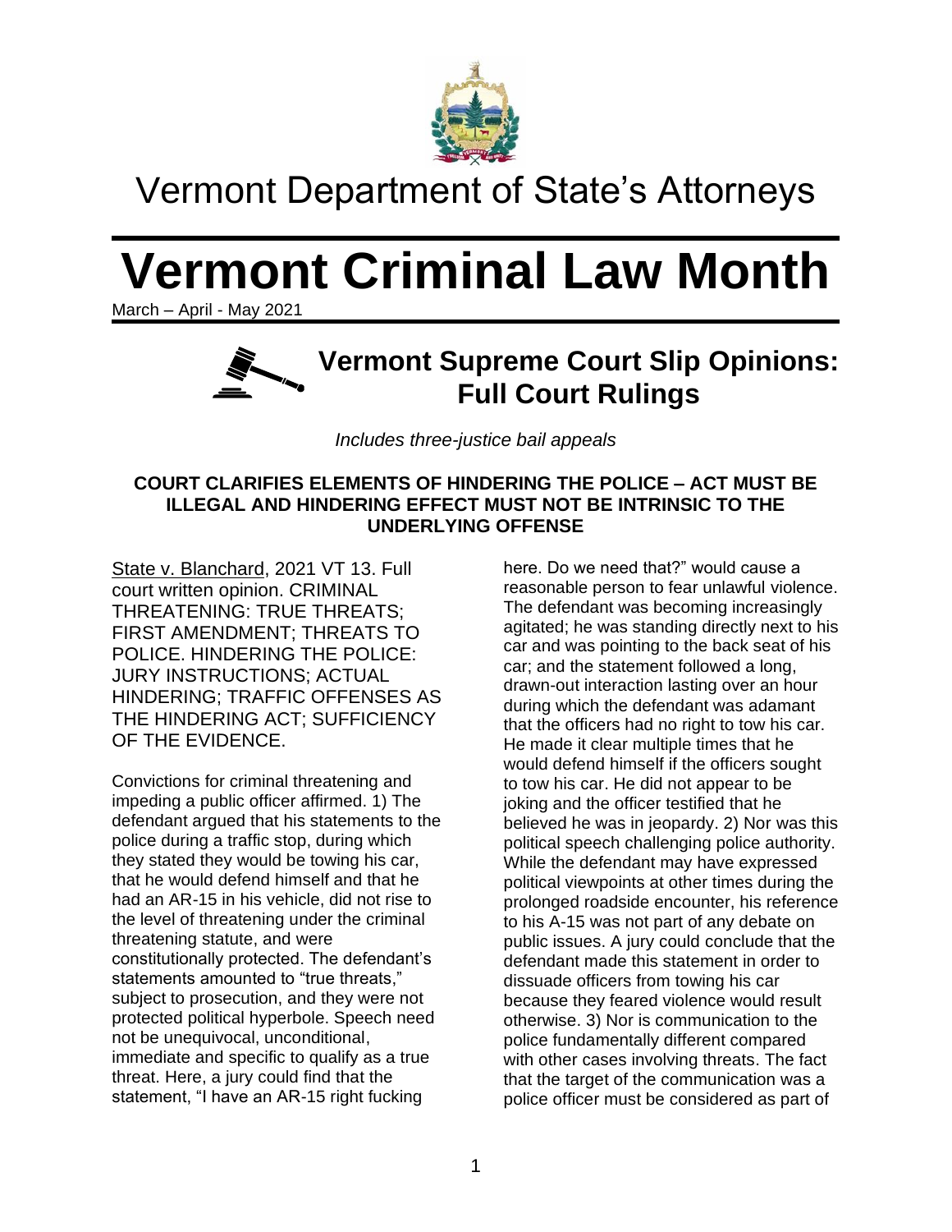# Vermont Department of State's Attorneys

# Vermont Criminal Law Month

March – April - May 2021

## Vermont Supreme Court Slip Opinions: Full Court Rulings

*Includes three-justice bail appeals*

**COURT CLARIFIES ELEMENTS OF HINDERING THE POLICE – ACT MUST BE ILLEGAL AND HINDERING EFFECT MUST NOT BE INTRINSIC TO THE UNDERLYING OFFENSE**

State v. Blanchard, 2021 VT 13. Full court written opinion. CRIMINAL THREATENING: TRUE THREATS; FIRST AMENDMENT; THREATS TO POLICE. HINDERING THE POLICE: JURY INSTRUCTIONS; ACTUAL HINDERING; TRAFFIC OFFENSES AS THE HINDERING ACT; SUFFICIENCY OF THE EVIDENCE.

Convictions for criminal threatening and impeding a public officer affirmed. 1) The defendant argued that his statements to the police during a traffic stop, during which they stated they would be towing his car, that he would defend himself and that he had an AR-15 in his vehicle, did not rise to the level of threatening under the criminal threatening statute, and were constitutionally protected. The defendant's statements amounted to "true threats," subject to prosecution, and they were not protected political hyperbole. Speech need not be unequivocal, unconditional, immediate and specific to qualify as a true threat. Here, a jury could find that the statement, "I have an AR-15 right fucking here. Do we need that?" would cause a reasonable person to fear unlawful violence. The defendant was becoming increasingly agitated; he was standing directly next to his car and was pointing to the back seat of his car; and the statement followed a long, drawn-out interaction lasting over an hour during which the defendant was adamant that the officers had no right to tow his car. He made it clear multiple times that he would defend himself if the officers sought to tow his car. He did not appear to be joking and the officer testified that he believed he was in jeopardy. 2) Nor was this political speech challenging police authority. While the defendant may have expressed political viewpoints at other times during the prolonged roadside encounter, his reference to his A-15 was not part of any debate on public issues. A jury could conclude that the defendant made this statement in order to dissuade officers from towing his car because they feared violence would result otherwise. 3) Nor is communication to the police fundamentally different compared with other cases involving threats. The fact that the target of the communication was a police officer must be considered as part of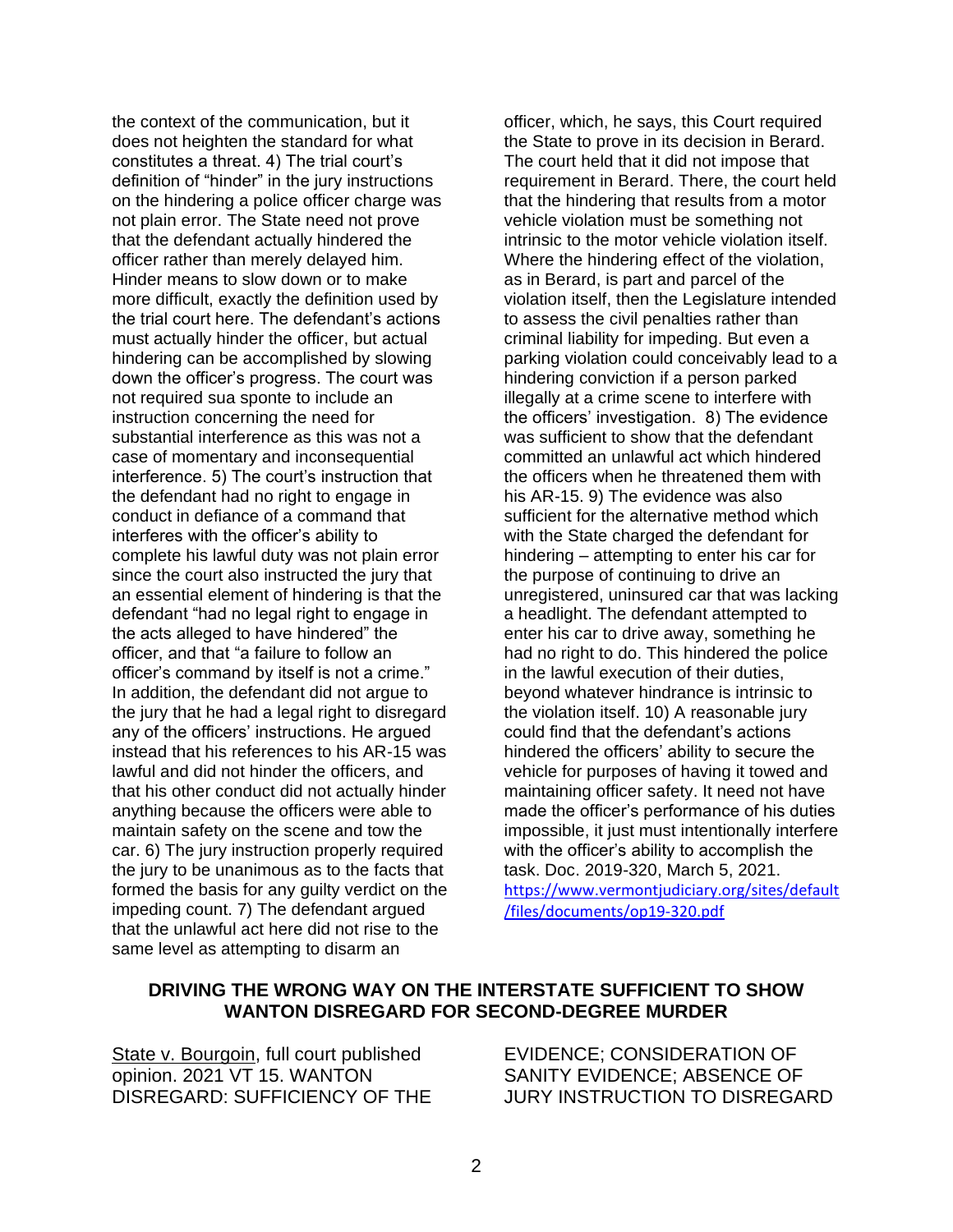the context of the communication, but it does not heighten the standard for what constitutes a threat. 4) The trial court's definition of "hinder" in the jury instructions on the hindering a police officer charge was not plain error. The State need not prove that the defendant actually hindered the officer rather than merely delayed him. Hinder means to slow down or to make more difficult, exactly the definition used by the trial court here. The defendant's actions must actually hinder the officer, but actual hindering can be accomplished by slowing down the officer's progress. The court was not required sua sponte to include an instruction concerning the need for substantial interference as this was not a case of momentary and inconsequential interference. 5) The court's instruction that the defendant had no right to engage in conduct in defiance of a command that interferes with the officer's ability to complete his lawful duty was not plain error since the court also instructed the jury that an essential element of hindering is that the defendant "had no legal right to engage in the acts alleged to have hindered" the officer, and that "a failure to follow an officer's command by itself is not a crime." In addition, the defendant did not argue to the jury that he had a legal right to disregard any of the officers' instructions. He argued instead that his references to his AR-15 was lawful and did not hinder the officers, and that his other conduct did not actually hinder anything because the officers were able to maintain safety on the scene and tow the car. 6) The jury instruction properly required the jury to be unanimous as to the facts that formed the basis for any guilty verdict on the impeding count. 7) The defendant argued that the unlawful act here did not rise to the same level as attempting to disarm an officer, which, he says, this Court required the State to prove in its decision in Berard. The court held that it did not impose that requirement in Berard. There, the court held that the hindering that results from a motor vehicle violation must be something not intrinsic to the motor vehicle violation itself. Where the hindering effect of the violation, as in Berard, is part and parcel of the violation itself, then the Legislature intended to assess the civil penalties rather than criminal liability for impeding. But even a parking violation could conceivably lead to a hindering conviction if a person parked illegally at a crime scene to interfere with the officers' investigation. 8) The evidence was sufficient to show that the defendant committed an unlawful act which hindered the officers when he threatened them with his AR-15. 9) The evidence was also sufficient for the alternative method which with the State charged the defendant for hindering – attempting to enter his car for the purpose of continuing to drive an unregistered, uninsured car that was lacking a headlight. The defendant attempted to enter his car to drive away, something he had no right to do. This hindered the police in the lawful execution of their duties, beyond whatever hindrance is intrinsic to the violation itself. 10) A reasonable jury could find that the defendant's actions hindered the officers' ability to secure the vehicle for purposes of having it towed and maintaining officer safety. It need not have made the officer's performance of his duties impossible, it just must intentionally interfere with the officer's ability to accomplish the task. Doc. 2019-320, March 5, 2021. https://www.vermontjudiciary.org/sites/default/files/documents/op19-320.pdf

## DRIVING THE WRONG WAY ON THE INTERSTATE SUFFICIENT TO SHOW WANTON DISREGARD FOR SECOND-DEGREE MURDER

State v. Bourgoin, full court published opinion. 2021 VT 15. WANTON DISREGARD: SUFFICIENCY OF THE EVIDENCE; CONSIDERATION OF SANITY EVIDENCE; ABSENCE OF JURY INSTRUCTION TO DISREGARD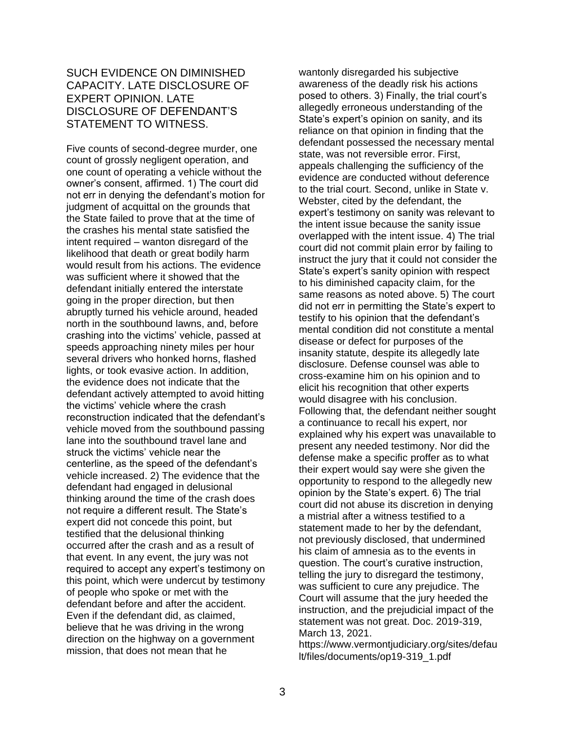SUCH EVIDENCE ON DIMINISHED CAPACITY. LATE DISCLOSURE OF EXPERT OPINION. LATE DISCLOSURE OF DEFENDANT'S STATEMENT TO WITNESS.

Five counts of second-degree murder, one count of grossly negligent operation, and one count of operating a vehicle without the owner's consent, affirmed. 1) The court did not err in denying the defendant's motion for judgment of acquittal on the grounds that the State failed to prove that at the time of the crashes his mental state satisfied the intent required – wanton disregard of the likelihood that death or great bodily harm would result from his actions. The evidence was sufficient where it showed that the defendant initially entered the interstate going in the proper direction, but then abruptly turned his vehicle around, headed north in the southbound lawns, and, before crashing into the victims' vehicle, passed at speeds approaching ninety miles per hour several drivers who honked horns, flashed lights, or took evasive action. In addition, the evidence does not indicate that the defendant actively attempted to avoid hitting the victims' vehicle where the crash reconstruction indicated that the defendant's vehicle moved from the southbound passing lane into the southbound travel lane and struck the victims' vehicle near the centerline, as the speed of the defendant's vehicle increased. 2) The evidence that the defendant had engaged in delusional thinking around the time of the crash does not require a different result. The State's expert did not concede this point, but testified that the delusional thinking occurred after the crash and as a result of that event. In any event, the jury was not required to accept any expert's testimony on this point, which were undercut by testimony of people who spoke or met with the defendant before and after the accident. Even if the defendant did, as claimed, believe that he was driving in the wrong direction on the highway on a government mission, that does not mean that he wantonly disregarded his subjective awareness of the deadly risk his actions posed to others. 3) Finally, the trial court's allegedly erroneous understanding of the State's expert's opinion on sanity, and its reliance on that opinion in finding that the defendant possessed the necessary mental state, was not reversible error. First, appeals challenging the sufficiency of the evidence are conducted without deference to the trial court. Second, unlike in State v. Webster, cited by the defendant, the expert's testimony on sanity was relevant to the intent issue because the sanity issue overlapped with the intent issue. 4) The trial court did not commit plain error by failing to instruct the jury that it could not consider the State's expert's sanity opinion with respect to his diminished capacity claim, for the same reasons as noted above. 5) The court did not err in permitting the State's expert to testify to his opinion that the defendant's mental condition did not constitute a mental disease or defect for purposes of the insanity statute, despite its allegedly late disclosure. Defense counsel was able to cross-examine him on his opinion and to elicit his recognition that other experts would disagree with his conclusion. Following that, the defendant neither sought a continuance to recall his expert, nor explained why his expert was unavailable to present any needed testimony. Nor did the defense make a specific proffer as to what their expert would say were she given the opportunity to respond to the allegedly new opinion by the State's expert. 6) The trial court did not abuse its discretion in denying a mistrial after a witness testified to a statement made to her by the defendant, not previously disclosed, that undermined his claim of amnesia as to the events in question. The court's curative instruction, telling the jury to disregard the testimony, was sufficient to cure any prejudice. The Court will assume that the jury heeded the instruction, and the prejudicial impact of the statement was not great. Doc. 2019-319, March 13, 2021.
https://www.vermontjudiciary.org/sites/default/files/documents/op19-319_1.pdf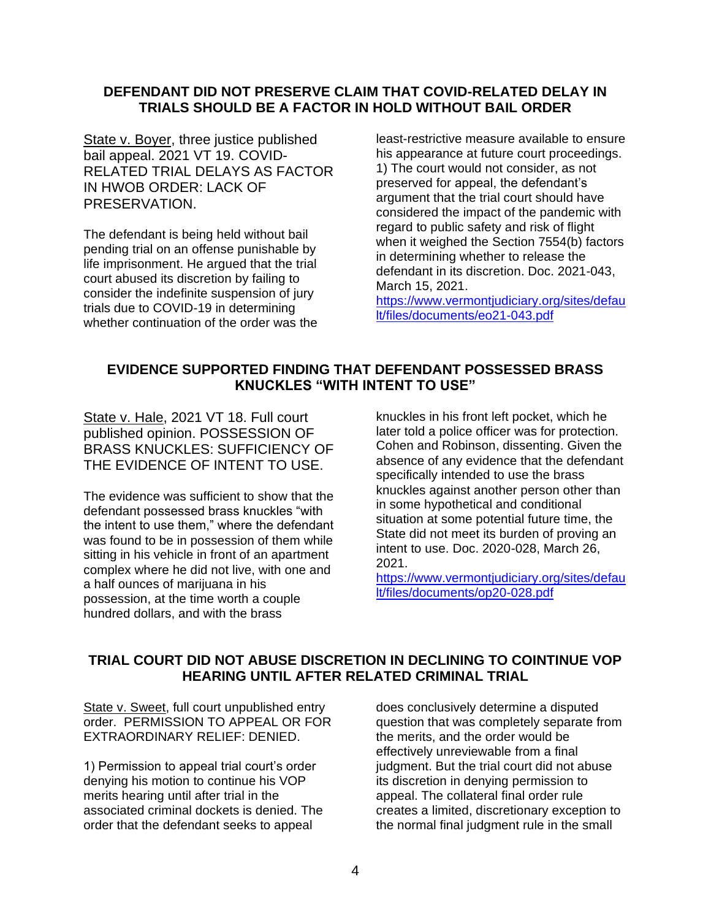## DEFENDANT DID NOT PRESERVE CLAIM THAT COVID-RELATED DELAY IN TRIALS SHOULD BE A FACTOR IN HOLD WITHOUT BAIL ORDER

State v. Boyer, three justice published bail appeal. 2021 VT 19. COVID-RELATED TRIAL DELAYS AS FACTOR IN HWOB ORDER: LACK OF PRESERVATION.

The defendant is being held without bail pending trial on an offense punishable by life imprisonment. He argued that the trial court abused its discretion by failing to consider the indefinite suspension of jury trials due to COVID-19 in determining whether continuation of the order was the least-restrictive measure available to ensure his appearance at future court proceedings. 1) The court would not consider, as not preserved for appeal, the defendant's argument that the trial court should have considered the impact of the pandemic with regard to public safety and risk of flight when it weighed the Section 7554(b) factors in determining whether to release the defendant in its discretion. Doc. 2021-043, March 15, 2021. https://www.vermontjudiciary.org/sites/default/files/documents/eo21-043.pdf

## EVIDENCE SUPPORTED FINDING THAT DEFENDANT POSSESSED BRASS KNUCKLES "WITH INTENT TO USE"

State v. Hale, 2021 VT 18. Full court published opinion. POSSESSION OF BRASS KNUCKLES: SUFFICIENCY OF THE EVIDENCE OF INTENT TO USE.

The evidence was sufficient to show that the defendant possessed brass knuckles "with the intent to use them," where the defendant was found to be in possession of them while sitting in his vehicle in front of an apartment complex where he did not live, with one and a half ounces of marijuana in his possession, at the time worth a couple hundred dollars, and with the brass knuckles in his front left pocket, which he later told a police officer was for protection. Cohen and Robinson, dissenting. Given the absence of any evidence that the defendant specifically intended to use the brass knuckles against another person other than in some hypothetical and conditional situation at some potential future time, the State did not meet its burden of proving an intent to use. Doc. 2020-028, March 26, 2021. https://www.vermontjudiciary.org/sites/default/files/documents/op20-028.pdf

## TRIAL COURT DID NOT ABUSE DISCRETION IN DECLINING TO COINTINUE VOP HEARING UNTIL AFTER RELATED CRIMINAL TRIAL

State v. Sweet, full court unpublished entry order. PERMISSION TO APPEAL OR FOR EXTRAORDINARY RELIEF: DENIED.

1) Permission to appeal trial court's order denying his motion to continue his VOP merits hearing until after trial in the associated criminal dockets is denied. The order that the defendant seeks to appeal does conclusively determine a disputed question that was completely separate from the merits, and the order would be effectively unreviewable from a final judgment. But the trial court did not abuse its discretion in denying permission to appeal. The collateral final order rule creates a limited, discretionary exception to the normal final judgment rule in the small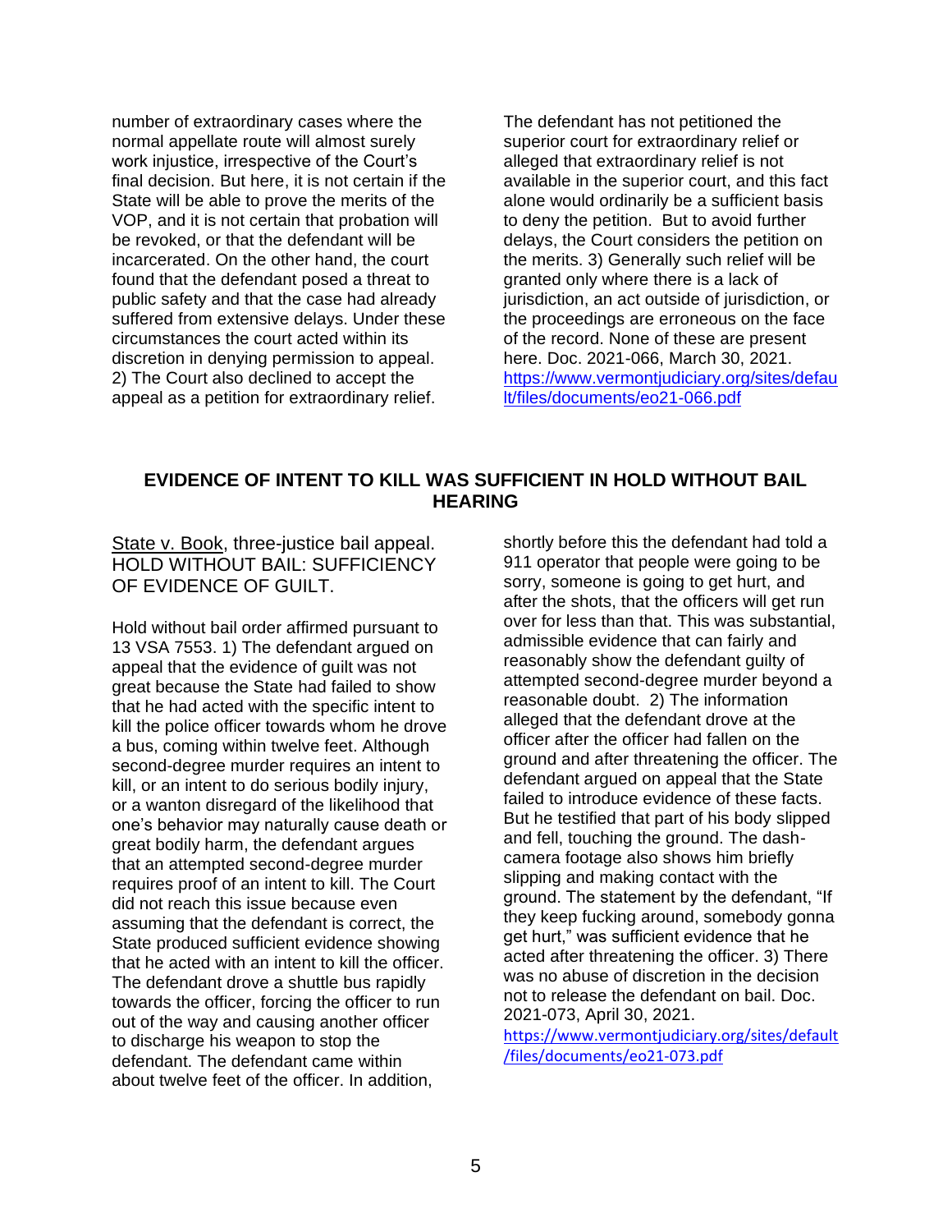number of extraordinary cases where the normal appellate route will almost surely work injustice, irrespective of the Court's final decision. But here, it is not certain if the State will be able to prove the merits of the VOP, and it is not certain that probation will be revoked, or that the defendant will be incarcerated. On the other hand, the court found that the defendant posed a threat to public safety and that the case had already suffered from extensive delays. Under these circumstances the court acted within its discretion in denying permission to appeal. 2) The Court also declined to accept the appeal as a petition for extraordinary relief. The defendant has not petitioned the superior court for extraordinary relief or alleged that extraordinary relief is not available in the superior court, and this fact alone would ordinarily be a sufficient basis to deny the petition. But to avoid further delays, the Court considers the petition on the merits. 3) Generally such relief will be granted only where there is a lack of jurisdiction, an act outside of jurisdiction, or the proceedings are erroneous on the face of the record. None of these are present here. Doc. 2021-066, March 30, 2021. https://www.vermontjudiciary.org/sites/default/files/documents/eo21-066.pdf

## EVIDENCE OF INTENT TO KILL WAS SUFFICIENT IN HOLD WITHOUT BAIL HEARING

State v. Book, three-justice bail appeal. HOLD WITHOUT BAIL: SUFFICIENCY OF EVIDENCE OF GUILT.

Hold without bail order affirmed pursuant to 13 VSA 7553. 1) The defendant argued on appeal that the evidence of guilt was not great because the State had failed to show that he had acted with the specific intent to kill the police officer towards whom he drove a bus, coming within twelve feet. Although second-degree murder requires an intent to kill, or an intent to do serious bodily injury, or a wanton disregard of the likelihood that one's behavior may naturally cause death or great bodily harm, the defendant argues that an attempted second-degree murder requires proof of an intent to kill. The Court did not reach this issue because even assuming that the defendant is correct, the State produced sufficient evidence showing that he acted with an intent to kill the officer. The defendant drove a shuttle bus rapidly towards the officer, forcing the officer to run out of the way and causing another officer to discharge his weapon to stop the defendant. The defendant came within about twelve feet of the officer. In addition, shortly before this the defendant had told a 911 operator that people were going to be sorry, someone is going to get hurt, and after the shots, that the officers will get run over for less than that. This was substantial, admissible evidence that can fairly and reasonably show the defendant guilty of attempted second-degree murder beyond a reasonable doubt. 2) The information alleged that the defendant drove at the officer after the officer had fallen on the ground and after threatening the officer. The defendant argued on appeal that the State failed to introduce evidence of these facts. But he testified that part of his body slipped and fell, touching the ground. The dash-camera footage also shows him briefly slipping and making contact with the ground. The statement by the defendant, "If they keep fucking around, somebody gonna get hurt," was sufficient evidence that he acted after threatening the officer. 3) There was no abuse of discretion in the decision not to release the defendant on bail. Doc. 2021-073, April 30, 2021. https://www.vermontjudiciary.org/sites/default/files/documents/eo21-073.pdf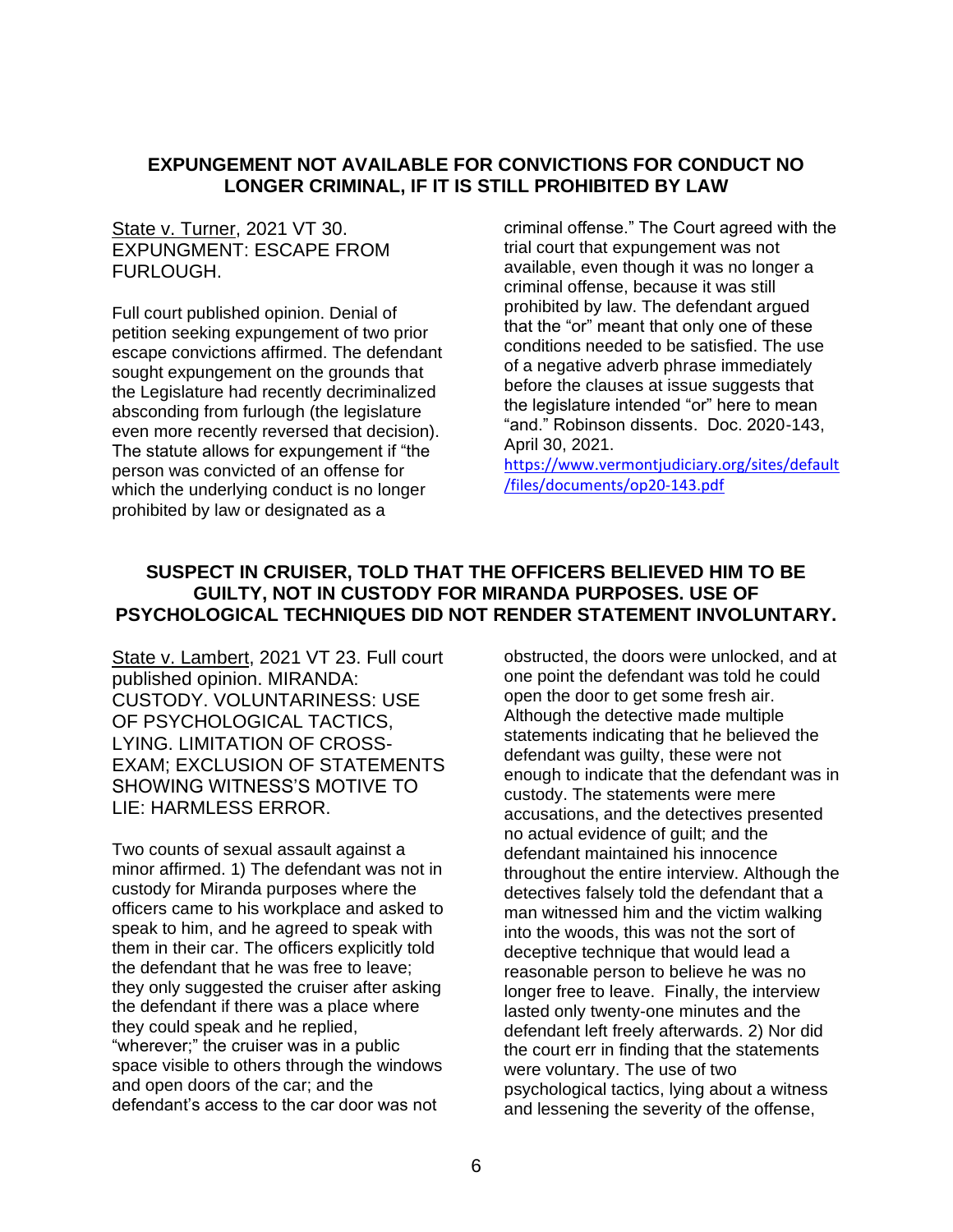## EXPUNGEMENT NOT AVAILABLE FOR CONVICTIONS FOR CONDUCT NO LONGER CRIMINAL, IF IT IS STILL PROHIBITED BY LAW

State v. Turner, 2021 VT 30. EXPUNGMENT: ESCAPE FROM FURLOUGH.

Full court published opinion. Denial of petition seeking expungement of two prior escape convictions affirmed. The defendant sought expungement on the grounds that the Legislature had recently decriminalized absconding from furlough (the legislature even more recently reversed that decision). The statute allows for expungement if "the person was convicted of an offense for which the underlying conduct is no longer prohibited by law or designated as a criminal offense." The Court agreed with the trial court that expungement was not available, even though it was no longer a criminal offense, because it was still prohibited by law. The defendant argued that the "or" meant that only one of these conditions needed to be satisfied. The use of a negative adverb phrase immediately before the clauses at issue suggests that the legislature intended "or" here to mean "and." Robinson dissents. Doc. 2020-143, April 30, 2021. https://www.vermontjudiciary.org/sites/default/files/documents/op20-143.pdf

## SUSPECT IN CRUISER, TOLD THAT THE OFFICERS BELIEVED HIM TO BE GUILTY, NOT IN CUSTODY FOR MIRANDA PURPOSES. USE OF PSYCHOLOGICAL TECHNIQUES DID NOT RENDER STATEMENT INVOLUNTARY.

State v. Lambert, 2021 VT 23. Full court published opinion. MIRANDA: CUSTODY. VOLUNTARINESS: USE OF PSYCHOLOGICAL TACTICS, LYING. LIMITATION OF CROSS-EXAM; EXCLUSION OF STATEMENTS SHOWING WITNESS'S MOTIVE TO LIE: HARMLESS ERROR.

Two counts of sexual assault against a minor affirmed. 1) The defendant was not in custody for Miranda purposes where the officers came to his workplace and asked to speak to him, and he agreed to speak with them in their car. The officers explicitly told the defendant that he was free to leave; they only suggested the cruiser after asking the defendant if there was a place where they could speak and he replied, "wherever;" the cruiser was in a public space visible to others through the windows and open doors of the car; and the defendant's access to the car door was not obstructed, the doors were unlocked, and at one point the defendant was told he could open the door to get some fresh air. Although the detective made multiple statements indicating that he believed the defendant was guilty, these were not enough to indicate that the defendant was in custody. The statements were mere accusations, and the detectives presented no actual evidence of guilt; and the defendant maintained his innocence throughout the entire interview. Although the detectives falsely told the defendant that a man witnessed him and the victim walking into the woods, this was not the sort of deceptive technique that would lead a reasonable person to believe he was no longer free to leave. Finally, the interview lasted only twenty-one minutes and the defendant left freely afterwards. 2) Nor did the court err in finding that the statements were voluntary. The use of two psychological tactics, lying about a witness and lessening the severity of the offense,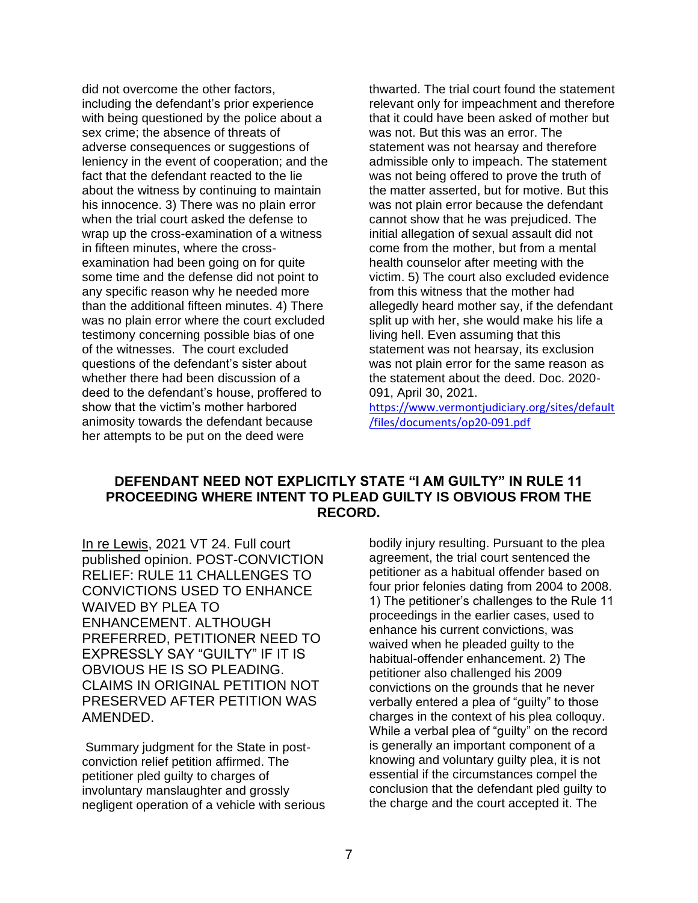did not overcome the other factors, including the defendant's prior experience with being questioned by the police about a sex crime; the absence of threats of adverse consequences or suggestions of leniency in the event of cooperation; and the fact that the defendant reacted to the lie about the witness by continuing to maintain his innocence. 3) There was no plain error when the trial court asked the defense to wrap up the cross-examination of a witness in fifteen minutes, where the cross-examination had been going on for quite some time and the defense did not point to any specific reason why he needed more than the additional fifteen minutes. 4) There was no plain error where the court excluded testimony concerning possible bias of one of the witnesses. The court excluded questions of the defendant's sister about whether there had been discussion of a deed to the defendant's house, proffered to show that the victim's mother harbored animosity towards the defendant because her attempts to be put on the deed were thwarted. The trial court found the statement relevant only for impeachment and therefore that it could have been asked of mother but was not. But this was an error. The statement was not hearsay and therefore admissible only to impeach. The statement was not being offered to prove the truth of the matter asserted, but for motive. But this was not plain error because the defendant cannot show that he was prejudiced. The initial allegation of sexual assault did not come from the mother, but from a mental health counselor after meeting with the victim. 5) The court also excluded evidence from this witness that the mother had allegedly heard mother say, if the defendant split up with her, she would make his life a living hell. Even assuming that this statement was not hearsay, its exclusion was not plain error for the same reason as the statement about the deed. Doc. 2020-091, April 30, 2021. https://www.vermontjudiciary.org/sites/default/files/documents/op20-091.pdf

## DEFENDANT NEED NOT EXPLICITLY STATE "I AM GUILTY" IN RULE 11 PROCEEDING WHERE INTENT TO PLEAD GUILTY IS OBVIOUS FROM THE RECORD.

In re Lewis, 2021 VT 24. Full court published opinion. POST-CONVICTION RELIEF: RULE 11 CHALLENGES TO CONVICTIONS USED TO ENHANCE WAIVED BY PLEA TO ENHANCEMENT. ALTHOUGH PREFERRED, PETITIONER NEED TO EXPRESSLY SAY "GUILTY" IF IT IS OBVIOUS HE IS SO PLEADING. CLAIMS IN ORIGINAL PETITION NOT PRESERVED AFTER PETITION WAS AMENDED.

Summary judgment for the State in post-conviction relief petition affirmed. The petitioner pled guilty to charges of involuntary manslaughter and grossly negligent operation of a vehicle with serious bodily injury resulting. Pursuant to the plea agreement, the trial court sentenced the petitioner as a habitual offender based on four prior felonies dating from 2004 to 2008. 1) The petitioner's challenges to the Rule 11 proceedings in the earlier cases, used to enhance his current convictions, was waived when he pleaded guilty to the habitual-offender enhancement. 2) The petitioner also challenged his 2009 convictions on the grounds that he never verbally entered a plea of "guilty" to those charges in the context of his plea colloquy. While a verbal plea of "guilty" on the record is generally an important component of a knowing and voluntary guilty plea, it is not essential if the circumstances compel the conclusion that the defendant pled guilty to the charge and the court accepted it. The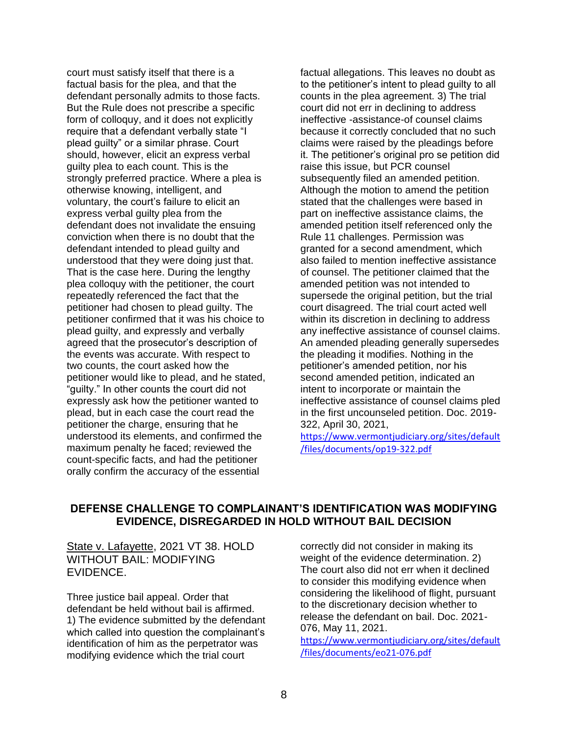court must satisfy itself that there is a factual basis for the plea, and that the defendant personally admits to those facts. But the Rule does not prescribe a specific form of colloquy, and it does not explicitly require that a defendant verbally state "I plead guilty" or a similar phrase. Court should, however, elicit an express verbal guilty plea to each count. This is the strongly preferred practice. Where a plea is otherwise knowing, intelligent, and voluntary, the court's failure to elicit an express verbal guilty plea from the defendant does not invalidate the ensuing conviction when there is no doubt that the defendant intended to plead guilty and understood that they were doing just that. That is the case here. During the lengthy plea colloquy with the petitioner, the court repeatedly referenced the fact that the petitioner had chosen to plead guilty. The petitioner confirmed that it was his choice to plead guilty, and expressly and verbally agreed that the prosecutor's description of the events was accurate. With respect to two counts, the court asked how the petitioner would like to plead, and he stated, "guilty." In other counts the court did not expressly ask how the petitioner wanted to plead, but in each case the court read the petitioner the charge, ensuring that he understood its elements, and confirmed the maximum penalty he faced; reviewed the count-specific facts, and had the petitioner orally confirm the accuracy of the essential factual allegations. This leaves no doubt as to the petitioner's intent to plead guilty to all counts in the plea agreement. 3) The trial court did not err in declining to address ineffective -assistance-of counsel claims because it correctly concluded that no such claims were raised by the pleadings before it. The petitioner's original pro se petition did raise this issue, but PCR counsel subsequently filed an amended petition. Although the motion to amend the petition stated that the challenges were based in part on ineffective assistance claims, the amended petition itself referenced only the Rule 11 challenges. Permission was granted for a second amendment, which also failed to mention ineffective assistance of counsel. The petitioner claimed that the amended petition was not intended to supersede the original petition, but the trial court disagreed. The trial court acted well within its discretion in declining to address any ineffective assistance of counsel claims. An amended pleading generally supersedes the pleading it modifies. Nothing in the petitioner's amended petition, nor his second amended petition, indicated an intent to incorporate or maintain the ineffective assistance of counsel claims pled in the first uncounseled petition. Doc. 2019-322, April 30, 2021, https://www.vermontjudiciary.org/sites/default/files/documents/op19-322.pdf

## DEFENSE CHALLENGE TO COMPLAINANT'S IDENTIFICATION WAS MODIFYING EVIDENCE, DISREGARDED IN HOLD WITHOUT BAIL DECISION

State v. Lafayette, 2021 VT 38. HOLD WITHOUT BAIL: MODIFYING EVIDENCE.

Three justice bail appeal. Order that defendant be held without bail is affirmed. 1) The evidence submitted by the defendant which called into question the complainant's identification of him as the perpetrator was modifying evidence which the trial court correctly did not consider in making its weight of the evidence determination. 2) The court also did not err when it declined to consider this modifying evidence when considering the likelihood of flight, pursuant to the discretionary decision whether to release the defendant on bail. Doc. 2021-076, May 11, 2021. https://www.vermontjudiciary.org/sites/default/files/documents/eo21-076.pdf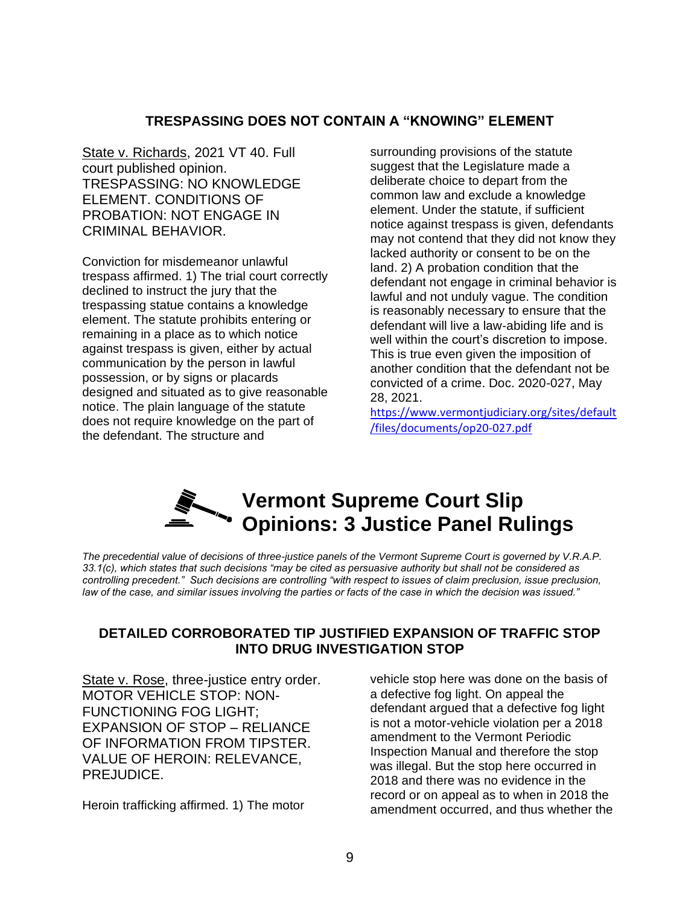## TRESPASSING DOES NOT CONTAIN A "KNOWING" ELEMENT

State v. Richards, 2021 VT 40. Full court published opinion. TRESPASSING: NO KNOWLEDGE ELEMENT. CONDITIONS OF PROBATION: NOT ENGAGE IN CRIMINAL BEHAVIOR.

Conviction for misdemeanor unlawful trespass affirmed. 1) The trial court correctly declined to instruct the jury that the trespassing statue contains a knowledge element. The statute prohibits entering or remaining in a place as to which notice against trespass is given, either by actual communication by the person in lawful possession, or by signs or placards designed and situated as to give reasonable notice. The plain language of the statute does not require knowledge on the part of the defendant. The structure and surrounding provisions of the statute suggest that the Legislature made a deliberate choice to depart from the common law and exclude a knowledge element. Under the statute, if sufficient notice against trespass is given, defendants may not contend that they did not know they lacked authority or consent to be on the land. 2) A probation condition that the defendant not engage in criminal behavior is lawful and not unduly vague. The condition is reasonably necessary to ensure that the defendant will live a law-abiding life and is well within the court's discretion to impose. This is true even given the imposition of another condition that the defendant not be convicted of a crime. Doc. 2020-027, May 28, 2021. https://www.vermontjudiciary.org/sites/default/files/documents/op20-027.pdf

# Vermont Supreme Court Slip Opinions: 3 Justice Panel Rulings

*The precedential value of decisions of three-justice panels of the Vermont Supreme Court is governed by V.R.A.P. 33.1(c), which states that such decisions "may be cited as persuasive authority but shall not be considered as controlling precedent." Such decisions are controlling "with respect to issues of claim preclusion, issue preclusion, law of the case, and similar issues involving the parties or facts of the case in which the decision was issued."*

## DETAILED CORROBORATED TIP JUSTIFIED EXPANSION OF TRAFFIC STOP INTO DRUG INVESTIGATION STOP

State v. Rose, three-justice entry order. MOTOR VEHICLE STOP: NON-FUNCTIONING FOG LIGHT; EXPANSION OF STOP – RELIANCE OF INFORMATION FROM TIPSTER. VALUE OF HEROIN: RELEVANCE, PREJUDICE.

Heroin trafficking affirmed. 1) The motor vehicle stop here was done on the basis of a defective fog light. On appeal the defendant argued that a defective fog light is not a motor-vehicle violation per a 2018 amendment to the Vermont Periodic Inspection Manual and therefore the stop was illegal. But the stop here occurred in 2018 and there was no evidence in the record or on appeal as to when in 2018 the amendment occurred, and thus whether the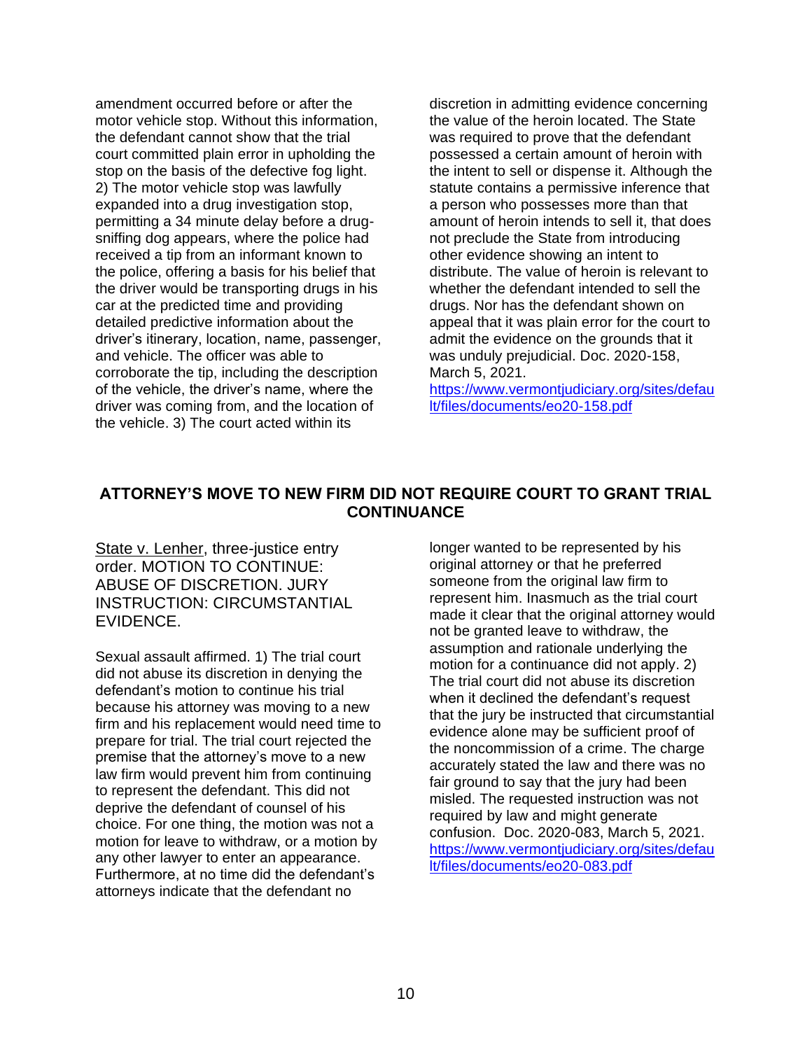amendment occurred before or after the motor vehicle stop. Without this information, the defendant cannot show that the trial court committed plain error in upholding the stop on the basis of the defective fog light. 2) The motor vehicle stop was lawfully expanded into a drug investigation stop, permitting a 34 minute delay before a drug-sniffing dog appears, where the police had received a tip from an informant known to the police, offering a basis for his belief that the driver would be transporting drugs in his car at the predicted time and providing detailed predictive information about the driver's itinerary, location, name, passenger, and vehicle. The officer was able to corroborate the tip, including the description of the vehicle, the driver's name, where the driver was coming from, and the location of the vehicle. 3) The court acted within its discretion in admitting evidence concerning the value of the heroin located. The State was required to prove that the defendant possessed a certain amount of heroin with the intent to sell or dispense it. Although the statute contains a permissive inference that a person who possesses more than that amount of heroin intends to sell it, that does not preclude the State from introducing other evidence showing an intent to distribute. The value of heroin is relevant to whether the defendant intended to sell the drugs. Nor has the defendant shown on appeal that it was plain error for the court to admit the evidence on the grounds that it was unduly prejudicial. Doc. 2020-158, March 5, 2021.
https://www.vermontjudiciary.org/sites/default/files/documents/eo20-158.pdf

## ATTORNEY'S MOVE TO NEW FIRM DID NOT REQUIRE COURT TO GRANT TRIAL CONTINUANCE

State v. Lenher, three-justice entry order. MOTION TO CONTINUE: ABUSE OF DISCRETION. JURY INSTRUCTION: CIRCUMSTANTIAL EVIDENCE.

Sexual assault affirmed. 1) The trial court did not abuse its discretion in denying the defendant's motion to continue his trial because his attorney was moving to a new firm and his replacement would need time to prepare for trial. The trial court rejected the premise that the attorney's move to a new law firm would prevent him from continuing to represent the defendant. This did not deprive the defendant of counsel of his choice. For one thing, the motion was not a motion for leave to withdraw, or a motion by any other lawyer to enter an appearance. Furthermore, at no time did the defendant's attorneys indicate that the defendant no longer wanted to be represented by his original attorney or that he preferred someone from the original law firm to represent him. Inasmuch as the trial court made it clear that the original attorney would not be granted leave to withdraw, the assumption and rationale underlying the motion for a continuance did not apply. 2) The trial court did not abuse its discretion when it declined the defendant's request that the jury be instructed that circumstantial evidence alone may be sufficient proof of the noncommission of a crime. The charge accurately stated the law and there was no fair ground to say that the jury had been misled. The requested instruction was not required by law and might generate confusion. Doc. 2020-083, March 5, 2021.
https://www.vermontjudiciary.org/sites/default/files/documents/eo20-083.pdf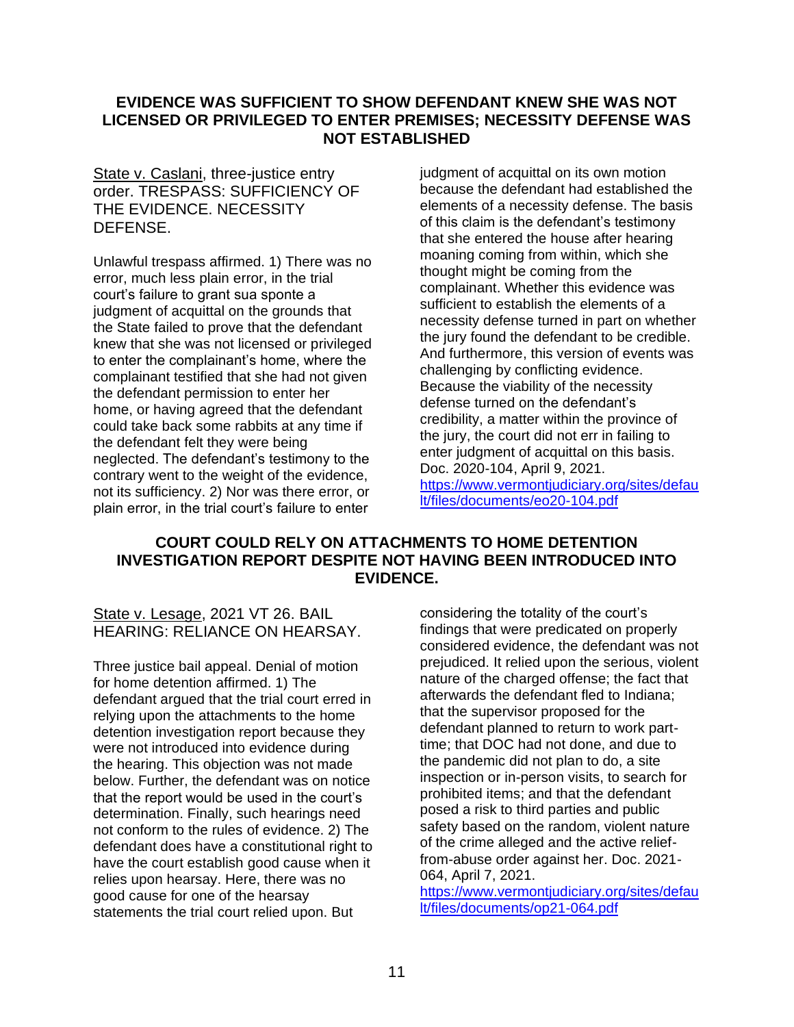## EVIDENCE WAS SUFFICIENT TO SHOW DEFENDANT KNEW SHE WAS NOT LICENSED OR PRIVILEGED TO ENTER PREMISES; NECESSITY DEFENSE WAS NOT ESTABLISHED

State v. Caslani, three-justice entry order. TRESPASS: SUFFICIENCY OF THE EVIDENCE. NECESSITY DEFENSE.

Unlawful trespass affirmed. 1) There was no error, much less plain error, in the trial court's failure to grant sua sponte a judgment of acquittal on the grounds that the State failed to prove that the defendant knew that she was not licensed or privileged to enter the complainant's home, where the complainant testified that she had not given the defendant permission to enter her home, or having agreed that the defendant could take back some rabbits at any time if the defendant felt they were being neglected. The defendant's testimony to the contrary went to the weight of the evidence, not its sufficiency. 2) Nor was there error, or plain error, in the trial court's failure to enter judgment of acquittal on its own motion because the defendant had established the elements of a necessity defense. The basis of this claim is the defendant's testimony that she entered the house after hearing moaning coming from within, which she thought might be coming from the complainant. Whether this evidence was sufficient to establish the elements of a necessity defense turned in part on whether the jury found the defendant to be credible. And furthermore, this version of events was challenging by conflicting evidence. Because the viability of the necessity defense turned on the defendant's credibility, a matter within the province of the jury, the court did not err in failing to enter judgment of acquittal on this basis. Doc. 2020-104, April 9, 2021. https://www.vermontjudiciary.org/sites/default/files/documents/eo20-104.pdf

## COURT COULD RELY ON ATTACHMENTS TO HOME DETENTION INVESTIGATION REPORT DESPITE NOT HAVING BEEN INTRODUCED INTO EVIDENCE.

State v. Lesage, 2021 VT 26. BAIL HEARING: RELIANCE ON HEARSAY.

Three justice bail appeal. Denial of motion for home detention affirmed. 1) The defendant argued that the trial court erred in relying upon the attachments to the home detention investigation report because they were not introduced into evidence during the hearing. This objection was not made below. Further, the defendant was on notice that the report would be used in the court's determination. Finally, such hearings need not conform to the rules of evidence. 2) The defendant does have a constitutional right to have the court establish good cause when it relies upon hearsay. Here, there was no good cause for one of the hearsay statements the trial court relied upon. But considering the totality of the court's findings that were predicated on properly considered evidence, the defendant was not prejudiced. It relied upon the serious, violent nature of the charged offense; the fact that afterwards the defendant fled to Indiana; that the supervisor proposed for the defendant planned to return to work part-time; that DOC had not done, and due to the pandemic did not plan to do, a site inspection or in-person visits, to search for prohibited items; and that the defendant posed a risk to third parties and public safety based on the random, violent nature of the crime alleged and the active relief-from-abuse order against her. Doc. 2021-064, April 7, 2021. https://www.vermontjudiciary.org/sites/default/files/documents/op21-064.pdf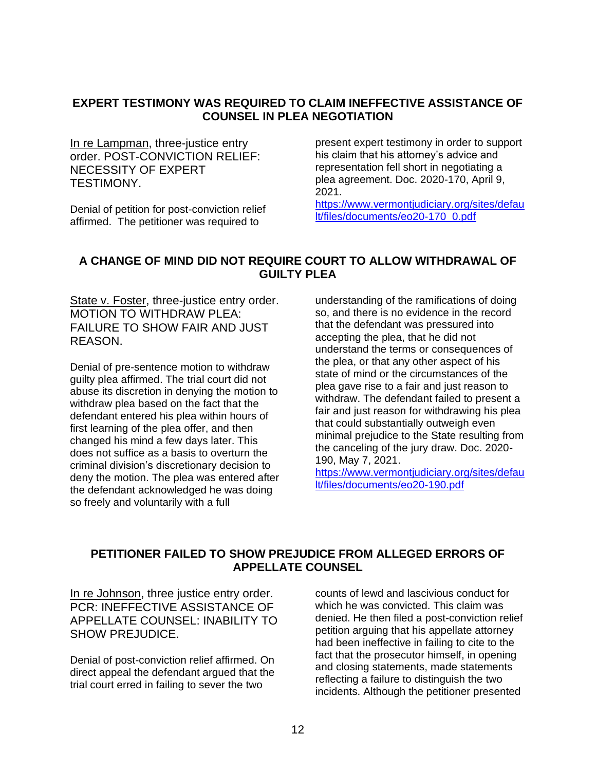## EXPERT TESTIMONY WAS REQUIRED TO CLAIM INEFFECTIVE ASSISTANCE OF COUNSEL IN PLEA NEGOTIATION

In re Lampman, three-justice entry order. POST-CONVICTION RELIEF: NECESSITY OF EXPERT TESTIMONY.

Denial of petition for post-conviction relief affirmed. The petitioner was required to present expert testimony in order to support his claim that his attorney's advice and representation fell short in negotiating a plea agreement. Doc. 2020-170, April 9, 2021. https://www.vermontjudiciary.org/sites/default/files/documents/eo20-170_0.pdf

## A CHANGE OF MIND DID NOT REQUIRE COURT TO ALLOW WITHDRAWAL OF GUILTY PLEA

State v. Foster, three-justice entry order. MOTION TO WITHDRAW PLEA: FAILURE TO SHOW FAIR AND JUST REASON.

Denial of pre-sentence motion to withdraw guilty plea affirmed. The trial court did not abuse its discretion in denying the motion to withdraw plea based on the fact that the defendant entered his plea within hours of first learning of the plea offer, and then changed his mind a few days later. This does not suffice as a basis to overturn the criminal division's discretionary decision to deny the motion. The plea was entered after the defendant acknowledged he was doing so freely and voluntarily with a full understanding of the ramifications of doing so, and there is no evidence in the record that the defendant was pressured into accepting the plea, that he did not understand the terms or consequences of the plea, or that any other aspect of his state of mind or the circumstances of the plea gave rise to a fair and just reason to withdraw. The defendant failed to present a fair and just reason for withdrawing his plea that could substantially outweigh even minimal prejudice to the State resulting from the canceling of the jury draw. Doc. 2020-190, May 7, 2021. https://www.vermontjudiciary.org/sites/default/files/documents/eo20-190.pdf

## PETITIONER FAILED TO SHOW PREJUDICE FROM ALLEGED ERRORS OF APPELLATE COUNSEL

In re Johnson, three justice entry order. PCR: INEFFECTIVE ASSISTANCE OF APPELLATE COUNSEL: INABILITY TO SHOW PREJUDICE.

Denial of post-conviction relief affirmed. On direct appeal the defendant argued that the trial court erred in failing to sever the two counts of lewd and lascivious conduct for which he was convicted. This claim was denied. He then filed a post-conviction relief petition arguing that his appellate attorney had been ineffective in failing to cite to the fact that the prosecutor himself, in opening and closing statements, made statements reflecting a failure to distinguish the two incidents. Although the petitioner presented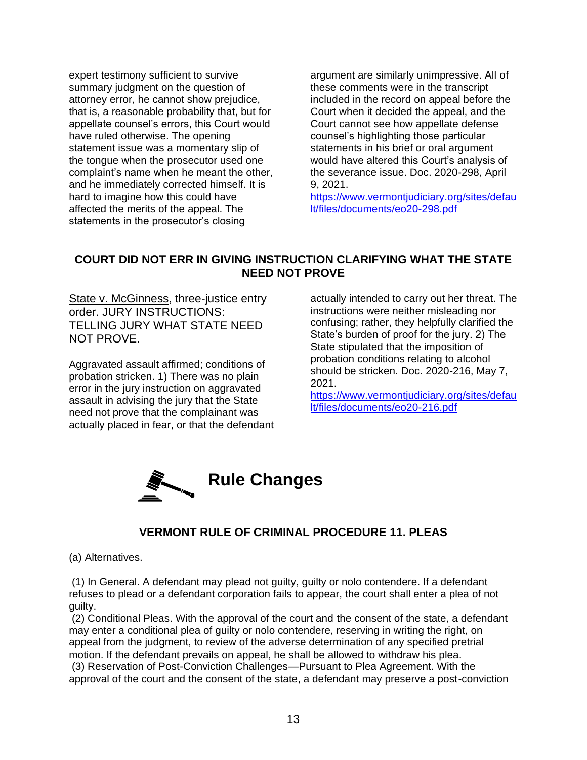expert testimony sufficient to survive summary judgment on the question of attorney error, he cannot show prejudice, that is, a reasonable probability that, but for appellate counsel's errors, this Court would have ruled otherwise. The opening statement issue was a momentary slip of the tongue when the prosecutor used one complaint's name when he meant the other, and he immediately corrected himself. It is hard to imagine how this could have affected the merits of the appeal. The statements in the prosecutor's closing argument are similarly unimpressive. All of these comments were in the transcript included in the record on appeal before the Court when it decided the appeal, and the Court cannot see how appellate defense counsel's highlighting those particular statements in his brief or oral argument would have altered this Court's analysis of the severance issue. Doc. 2020-298, April 9, 2021.
https://www.vermontjudiciary.org/sites/default/files/documents/eo20-298.pdf

## COURT DID NOT ERR IN GIVING INSTRUCTION CLARIFYING WHAT THE STATE NEED NOT PROVE

State v. McGinness, three-justice entry order. JURY INSTRUCTIONS: TELLING JURY WHAT STATE NEED NOT PROVE.

Aggravated assault affirmed; conditions of probation stricken. 1) There was no plain error in the jury instruction on aggravated assault in advising the jury that the State need not prove that the complainant was actually placed in fear, or that the defendant actually intended to carry out her threat. The instructions were neither misleading nor confusing; rather, they helpfully clarified the State's burden of proof for the jury. 2) The State stipulated that the imposition of probation conditions relating to alcohol should be stricken. Doc. 2020-216, May 7, 2021.
https://www.vermontjudiciary.org/sites/default/files/documents/eo20-216.pdf

# Rule Changes

## VERMONT RULE OF CRIMINAL PROCEDURE 11. PLEAS

(a) Alternatives.

(1) In General. A defendant may plead not guilty, guilty or nolo contendere. If a defendant refuses to plead or a defendant corporation fails to appear, the court shall enter a plea of not guilty.
(2) Conditional Pleas. With the approval of the court and the consent of the state, a defendant may enter a conditional plea of guilty or nolo contendere, reserving in writing the right, on appeal from the judgment, to review of the adverse determination of any specified pretrial motion. If the defendant prevails on appeal, he shall be allowed to withdraw his plea.
(3) Reservation of Post-Conviction Challenges—Pursuant to Plea Agreement. With the approval of the court and the consent of the state, a defendant may preserve a post-conviction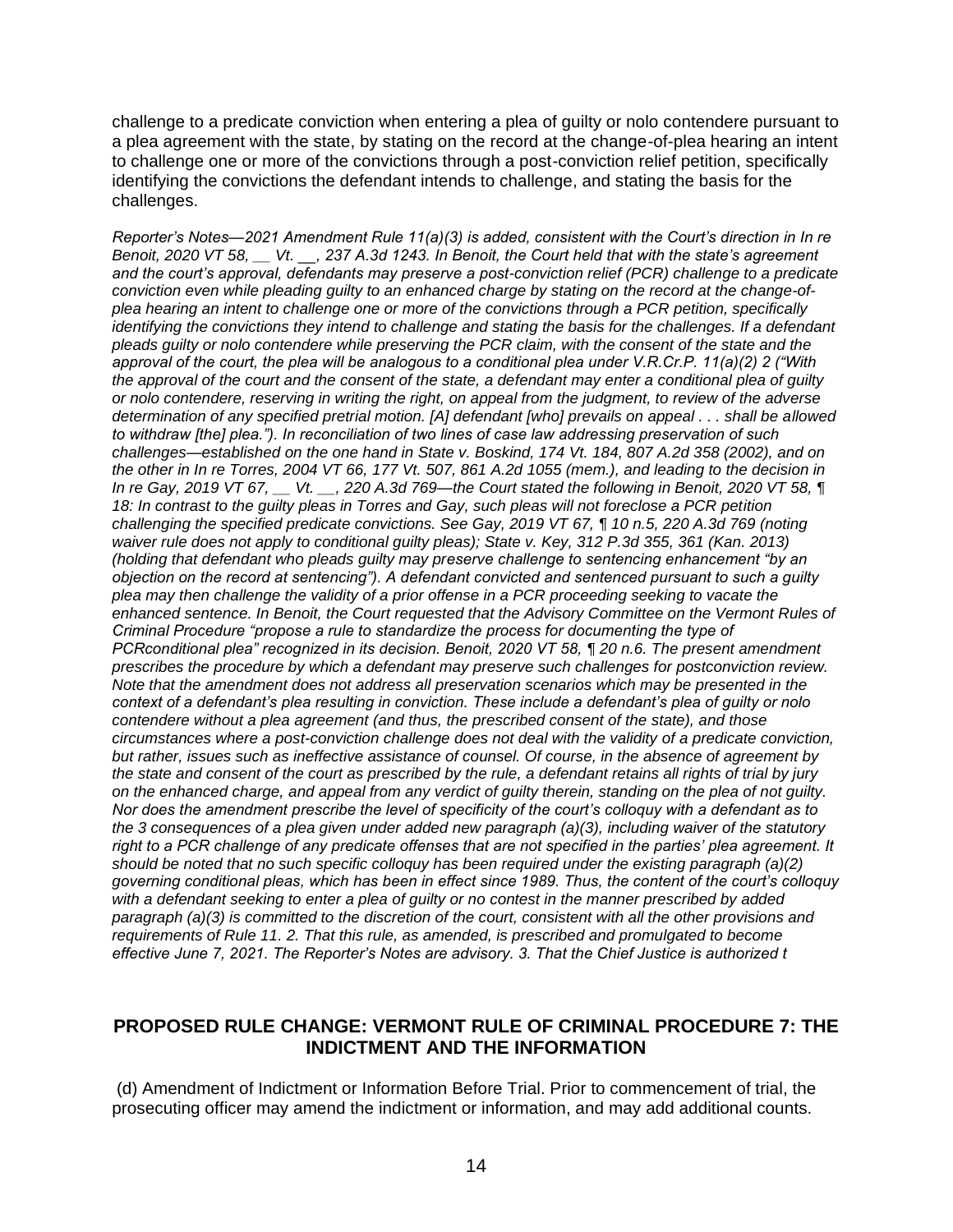challenge to a predicate conviction when entering a plea of guilty or nolo contendere pursuant to a plea agreement with the state, by stating on the record at the change-of-plea hearing an intent to challenge one or more of the convictions through a post-conviction relief petition, specifically identifying the convictions the defendant intends to challenge, and stating the basis for the challenges.

*Reporter's Notes—2021 Amendment Rule 11(a)(3) is added, consistent with the Court's direction in In re Benoit, 2020 VT 58, __ Vt. __, 237 A.3d 1243. In Benoit, the Court held that with the state's agreement and the court's approval, defendants may preserve a post-conviction relief (PCR) challenge to a predicate conviction even while pleading guilty to an enhanced charge by stating on the record at the change-of-plea hearing an intent to challenge one or more of the convictions through a PCR petition, specifically identifying the convictions they intend to challenge and stating the basis for the challenges. If a defendant pleads guilty or nolo contendere while preserving the PCR claim, with the consent of the state and the approval of the court, the plea will be analogous to a conditional plea under V.R.Cr.P. 11(a)(2) 2 ("With the approval of the court and the consent of the state, a defendant may enter a conditional plea of guilty or nolo contendere, reserving in writing the right, on appeal from the judgment, to review of the adverse determination of any specified pretrial motion. [A] defendant [who] prevails on appeal . . . shall be allowed to withdraw [the] plea."). In reconciliation of two lines of case law addressing preservation of such challenges—established on the one hand in State v. Boskind, 174 Vt. 184, 807 A.2d 358 (2002), and on the other in In re Torres, 2004 VT 66, 177 Vt. 507, 861 A.2d 1055 (mem.), and leading to the decision in In re Gay, 2019 VT 67, __ Vt. __, 220 A.3d 769—the Court stated the following in Benoit, 2020 VT 58, ¶ 18: In contrast to the guilty pleas in Torres and Gay, such pleas will not foreclose a PCR petition challenging the specified predicate convictions. See Gay, 2019 VT 67, ¶ 10 n.5, 220 A.3d 769 (noting waiver rule does not apply to conditional guilty pleas); State v. Key, 312 P.3d 355, 361 (Kan. 2013) (holding that defendant who pleads guilty may preserve challenge to sentencing enhancement "by an objection on the record at sentencing"). A defendant convicted and sentenced pursuant to such a guilty plea may then challenge the validity of a prior offense in a PCR proceeding seeking to vacate the enhanced sentence. In Benoit, the Court requested that the Advisory Committee on the Vermont Rules of Criminal Procedure "propose a rule to standardize the process for documenting the type of PCRconditional plea" recognized in its decision. Benoit, 2020 VT 58, ¶ 20 n.6. The present amendment prescribes the procedure by which a defendant may preserve such challenges for postconviction review. Note that the amendment does not address all preservation scenarios which may be presented in the context of a defendant's plea resulting in conviction. These include a defendant's plea of guilty or nolo contendere without a plea agreement (and thus, the prescribed consent of the state), and those circumstances where a post-conviction challenge does not deal with the validity of a predicate conviction, but rather, issues such as ineffective assistance of counsel. Of course, in the absence of agreement by the state and consent of the court as prescribed by the rule, a defendant retains all rights of trial by jury on the enhanced charge, and appeal from any verdict of guilty therein, standing on the plea of not guilty. Nor does the amendment prescribe the level of specificity of the court's colloquy with a defendant as to the 3 consequences of a plea given under added new paragraph (a)(3), including waiver of the statutory right to a PCR challenge of any predicate offenses that are not specified in the parties' plea agreement. It should be noted that no such specific colloquy has been required under the existing paragraph (a)(2) governing conditional pleas, which has been in effect since 1989. Thus, the content of the court's colloquy with a defendant seeking to enter a plea of guilty or no contest in the manner prescribed by added paragraph (a)(3) is committed to the discretion of the court, consistent with all the other provisions and requirements of Rule 11. 2. That this rule, as amended, is prescribed and promulgated to become effective June 7, 2021. The Reporter's Notes are advisory. 3. That the Chief Justice is authorized t*

## PROPOSED RULE CHANGE: VERMONT RULE OF CRIMINAL PROCEDURE 7: THE INDICTMENT AND THE INFORMATION

(d) Amendment of Indictment or Information Before Trial. Prior to commencement of trial, the prosecuting officer may amend the indictment or information, and may add additional counts.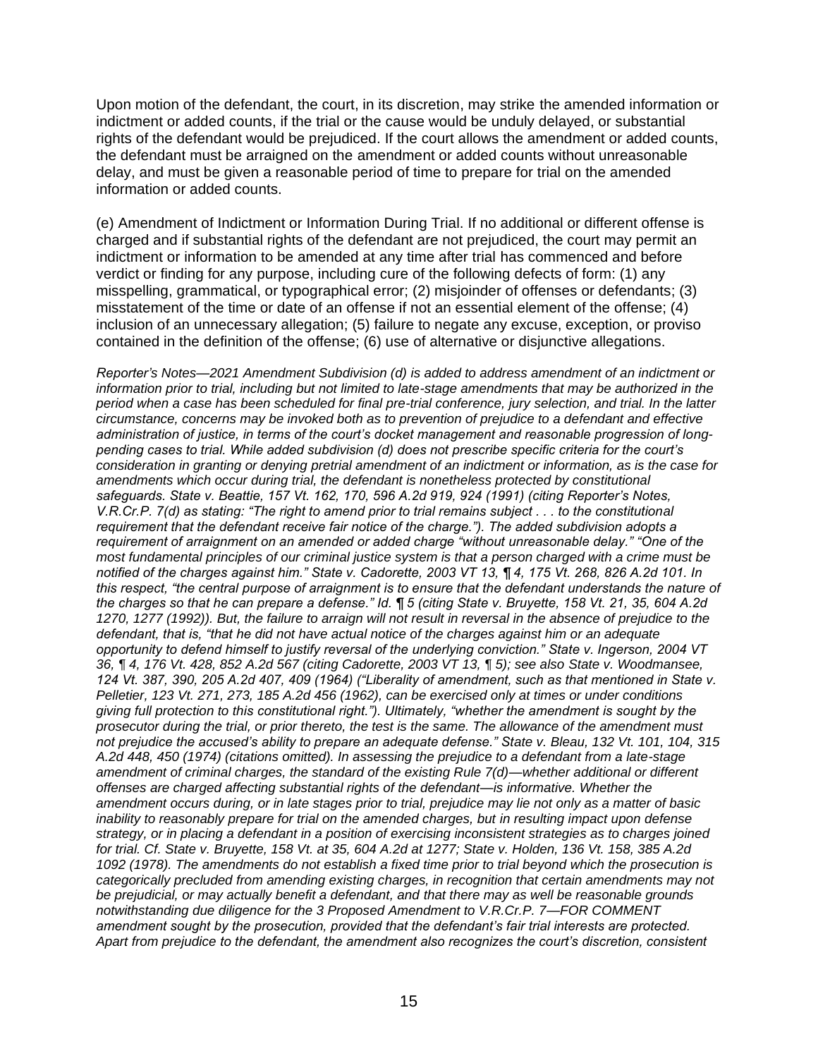Upon motion of the defendant, the court, in its discretion, may strike the amended information or indictment or added counts, if the trial or the cause would be unduly delayed, or substantial rights of the defendant would be prejudiced. If the court allows the amendment or added counts, the defendant must be arraigned on the amendment or added counts without unreasonable delay, and must be given a reasonable period of time to prepare for trial on the amended information or added counts.

(e) Amendment of Indictment or Information During Trial. If no additional or different offense is charged and if substantial rights of the defendant are not prejudiced, the court may permit an indictment or information to be amended at any time after trial has commenced and before verdict or finding for any purpose, including cure of the following defects of form: (1) any misspelling, grammatical, or typographical error; (2) misjoinder of offenses or defendants; (3) misstatement of the time or date of an offense if not an essential element of the offense; (4) inclusion of an unnecessary allegation; (5) failure to negate any excuse, exception, or proviso contained in the definition of the offense; (6) use of alternative or disjunctive allegations.

*Reporter's Notes—2021 Amendment Subdivision (d) is added to address amendment of an indictment or information prior to trial, including but not limited to late-stage amendments that may be authorized in the period when a case has been scheduled for final pre-trial conference, jury selection, and trial. In the latter circumstance, concerns may be invoked both as to prevention of prejudice to a defendant and effective administration of justice, in terms of the court's docket management and reasonable progression of long-pending cases to trial. While added subdivision (d) does not prescribe specific criteria for the court's consideration in granting or denying pretrial amendment of an indictment or information, as is the case for amendments which occur during trial, the defendant is nonetheless protected by constitutional safeguards. State v. Beattie, 157 Vt. 162, 170, 596 A.2d 919, 924 (1991) (citing Reporter's Notes, V.R.Cr.P. 7(d) as stating: "The right to amend prior to trial remains subject . . . to the constitutional requirement that the defendant receive fair notice of the charge."). The added subdivision adopts a requirement of arraignment on an amended or added charge "without unreasonable delay." "One of the most fundamental principles of our criminal justice system is that a person charged with a crime must be notified of the charges against him." State v. Cadorette, 2003 VT 13, ¶ 4, 175 Vt. 268, 826 A.2d 101. In this respect, "the central purpose of arraignment is to ensure that the defendant understands the nature of the charges so that he can prepare a defense." Id. ¶ 5 (citing State v. Bruyette, 158 Vt. 21, 35, 604 A.2d 1270, 1277 (1992)). But, the failure to arraign will not result in reversal in the absence of prejudice to the defendant, that is, "that he did not have actual notice of the charges against him or an adequate opportunity to defend himself to justify reversal of the underlying conviction." State v. Ingerson, 2004 VT 36, ¶ 4, 176 Vt. 428, 852 A.2d 567 (citing Cadorette, 2003 VT 13, ¶ 5); see also State v. Woodmansee, 124 Vt. 387, 390, 205 A.2d 407, 409 (1964) ("Liberality of amendment, such as that mentioned in State v. Pelletier, 123 Vt. 271, 273, 185 A.2d 456 (1962), can be exercised only at times or under conditions giving full protection to this constitutional right."). Ultimately, "whether the amendment is sought by the prosecutor during the trial, or prior thereto, the test is the same. The allowance of the amendment must not prejudice the accused's ability to prepare an adequate defense." State v. Bleau, 132 Vt. 101, 104, 315 A.2d 448, 450 (1974) (citations omitted). In assessing the prejudice to a defendant from a late-stage amendment of criminal charges, the standard of the existing Rule 7(d)—whether additional or different offenses are charged affecting substantial rights of the defendant—is informative. Whether the amendment occurs during, or in late stages prior to trial, prejudice may lie not only as a matter of basic inability to reasonably prepare for trial on the amended charges, but in resulting impact upon defense strategy, or in placing a defendant in a position of exercising inconsistent strategies as to charges joined for trial. Cf. State v. Bruyette, 158 Vt. at 35, 604 A.2d at 1277; State v. Holden, 136 Vt. 158, 385 A.2d 1092 (1978). The amendments do not establish a fixed time prior to trial beyond which the prosecution is categorically precluded from amending existing charges, in recognition that certain amendments may not be prejudicial, or may actually benefit a defendant, and that there may as well be reasonable grounds notwithstanding due diligence for the 3 Proposed Amendment to V.R.Cr.P. 7—FOR COMMENT amendment sought by the prosecution, provided that the defendant's fair trial interests are protected. Apart from prejudice to the defendant, the amendment also recognizes the court's discretion, consistent*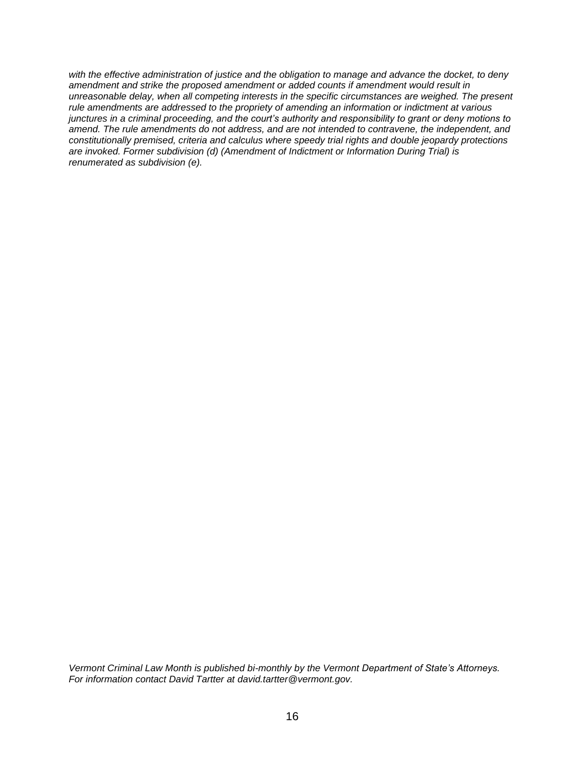*with the effective administration of justice and the obligation to manage and advance the docket, to deny amendment and strike the proposed amendment or added counts if amendment would result in unreasonable delay, when all competing interests in the specific circumstances are weighed. The present rule amendments are addressed to the propriety of amending an information or indictment at various junctures in a criminal proceeding, and the court's authority and responsibility to grant or deny motions to amend. The rule amendments do not address, and are not intended to contravene, the independent, and constitutionally premised, criteria and calculus where speedy trial rights and double jeopardy protections are invoked. Former subdivision (d) (Amendment of Indictment or Information During Trial) is renumerated as subdivision (e).*

*Vermont Criminal Law Month is published bi-monthly by the Vermont Department of State's Attorneys. For information contact David Tartter at david.tartter@vermont.gov.*